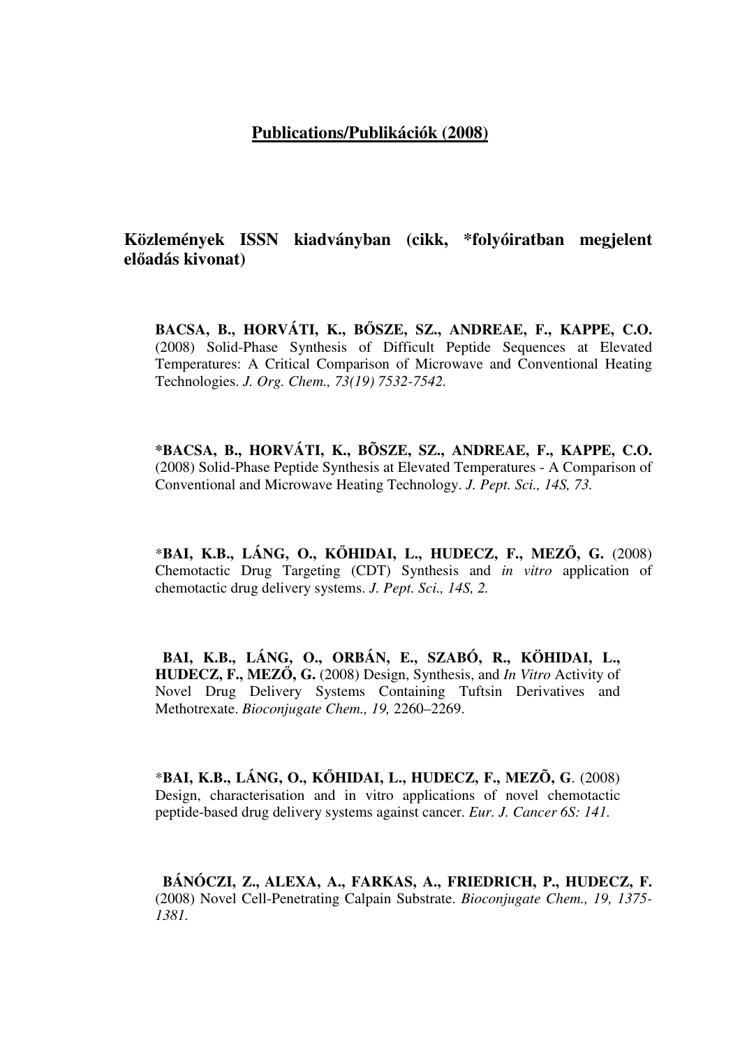# Publications/Publikációk (2008)

## Közlemények ISSN kiadványban (cikk, *folyóiratban megjelent előadás kivonat)

**BACSA, B., HORVÁTI, K., BŐSZE, SZ., ANDREAE, F., KAPPE, C.O.** (2008) Solid-Phase Synthesis of Difficult Peptide Sequences at Elevated Temperatures: A Critical Comparison of Microwave and Conventional Heating Technologies. *J. Org. Chem., 73(19) 7532-7542.*

***BACSA, B., HORVÁTI, K., BÕSZE, SZ., ANDREAE, F., KAPPE, C.O.** (2008) Solid-Phase Peptide Synthesis at Elevated Temperatures - A Comparison of Conventional and Microwave Heating Technology. *J. Pept. Sci., 14S, 73.*

***BAI, K.B., LÁNG, O., KŐHIDAI, L., HUDECZ, F., MEZŐ, G.** (2008) Chemotactic Drug Targeting (CDT) Synthesis and *in vitro* application of chemotactic drug delivery systems. *J. Pept. Sci., 14S, 2.*

**BAI, K.B., LÁNG, O., ORBÁN, E., SZABÓ, R., KÖHIDAI, L., HUDECZ, F., MEZŐ, G.** (2008) Design, Synthesis, and *In Vitro* Activity of Novel Drug Delivery Systems Containing Tuftsin Derivatives and Methotrexate. *Bioconjugate Chem., 19,* 2260–2269.

***BAI, K.B., LÁNG, O., KŐHIDAI, L., HUDECZ, F., MEZÕ, G**. (2008) Design, characterisation and in vitro applications of novel chemotactic peptide-based drug delivery systems against cancer. *Eur. J. Cancer 6S: 141.*

**BÁNÓCZI, Z., ALEXA, A., FARKAS, A., FRIEDRICH, P., HUDECZ, F.** (2008) Novel Cell-Penetrating Calpain Substrate. *Bioconjugate Chem., 19, 1375-1381.*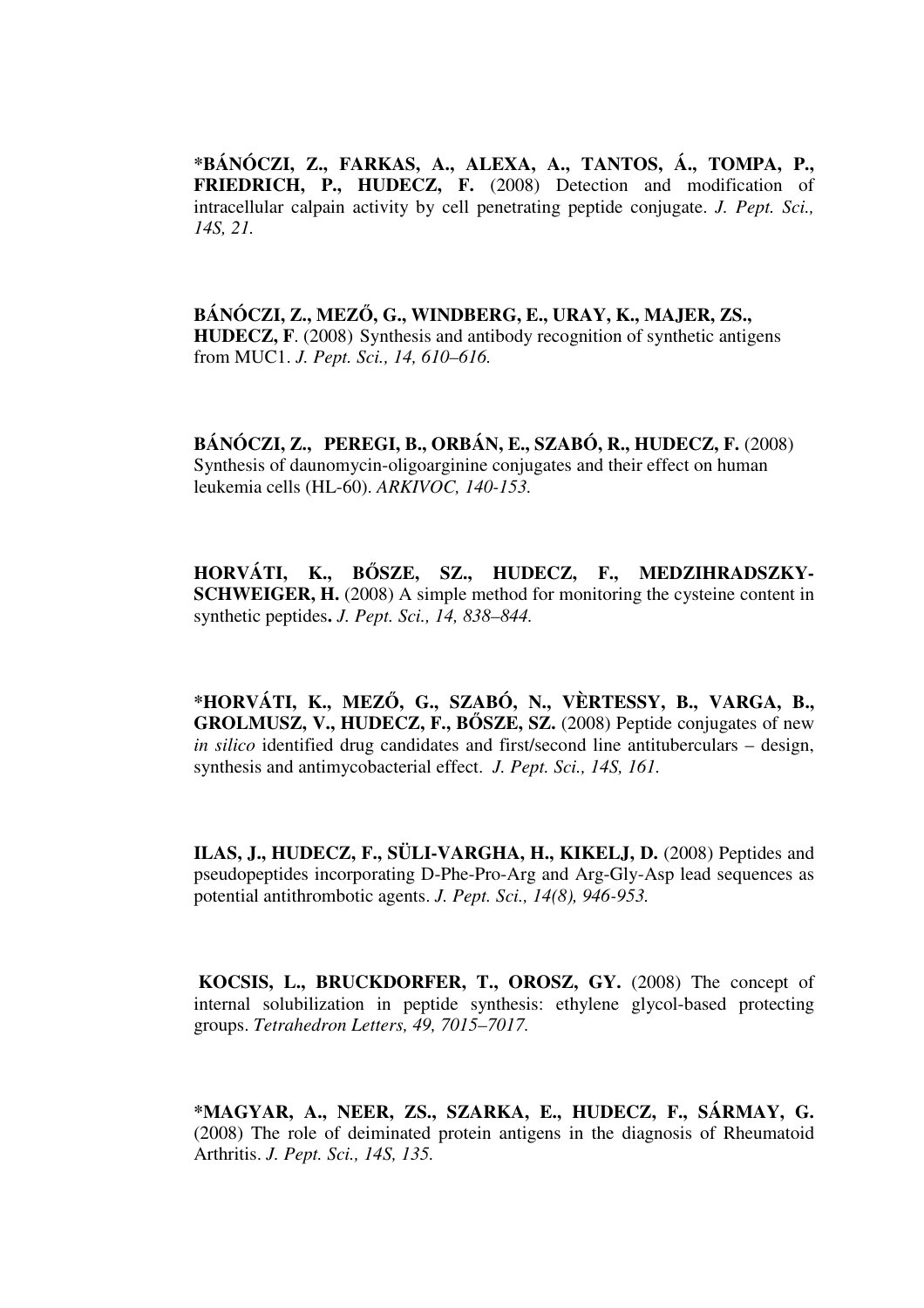**\*BÁNÓCZI, Z., FARKAS, A., ALEXA, A., TANTOS, Á., TOMPA, P., FRIEDRICH, P., HUDECZ, F.** (2008) Detection and modification of intracellular calpain activity by cell penetrating peptide conjugate. *J. Pept. Sci., 14S, 21.*

**BÁNÓCZI, Z., MEZŐ, G., WINDBERG, E., URAY, K., MAJER, ZS., HUDECZ, F**. (2008) Synthesis and antibody recognition of synthetic antigens from MUC1. *J. Pept. Sci., 14, 610–616.*

**BÁNÓCZI, Z., PEREGI, B., ORBÁN, E., SZABÓ, R., HUDECZ, F.** (2008) Synthesis of daunomycin-oligoarginine conjugates and their effect on human leukemia cells (HL-60). *ARKIVOC, 140-153.*

**HORVÁTI, K., BŐSZE, SZ., HUDECZ, F., MEDZIHRADSZKY-SCHWEIGER, H.** (2008) A simple method for monitoring the cysteine content in synthetic peptides**.** *J. Pept. Sci., 14, 838–844.*

**\*HORVÁTI, K., MEZŐ, G., SZABÓ, N., VÈRTESSY, B., VARGA, B., GROLMUSZ, V., HUDECZ, F., BŐSZE, SZ.** (2008) Peptide conjugates of new *in silico* identified drug candidates and first/second line antituberculars – design, synthesis and antimycobacterial effect. *J. Pept. Sci., 14S, 161.*

**ILAS, J., HUDECZ, F., SÜLI-VARGHA, H., KIKELJ, D.** (2008) Peptides and pseudopeptides incorporating D-Phe-Pro-Arg and Arg-Gly-Asp lead sequences as potential antithrombotic agents. *J. Pept. Sci., 14(8), 946-953.*

**KOCSIS, L., BRUCKDORFER, T., OROSZ, GY.** (2008) The concept of internal solubilization in peptide synthesis: ethylene glycol-based protecting groups. *Tetrahedron Letters, 49, 7015–7017.*

**\*MAGYAR, A., NEER, ZS., SZARKA, E., HUDECZ, F., SÁRMAY, G.** (2008) The role of deiminated protein antigens in the diagnosis of Rheumatoid Arthritis. *J. Pept. Sci., 14S, 135.*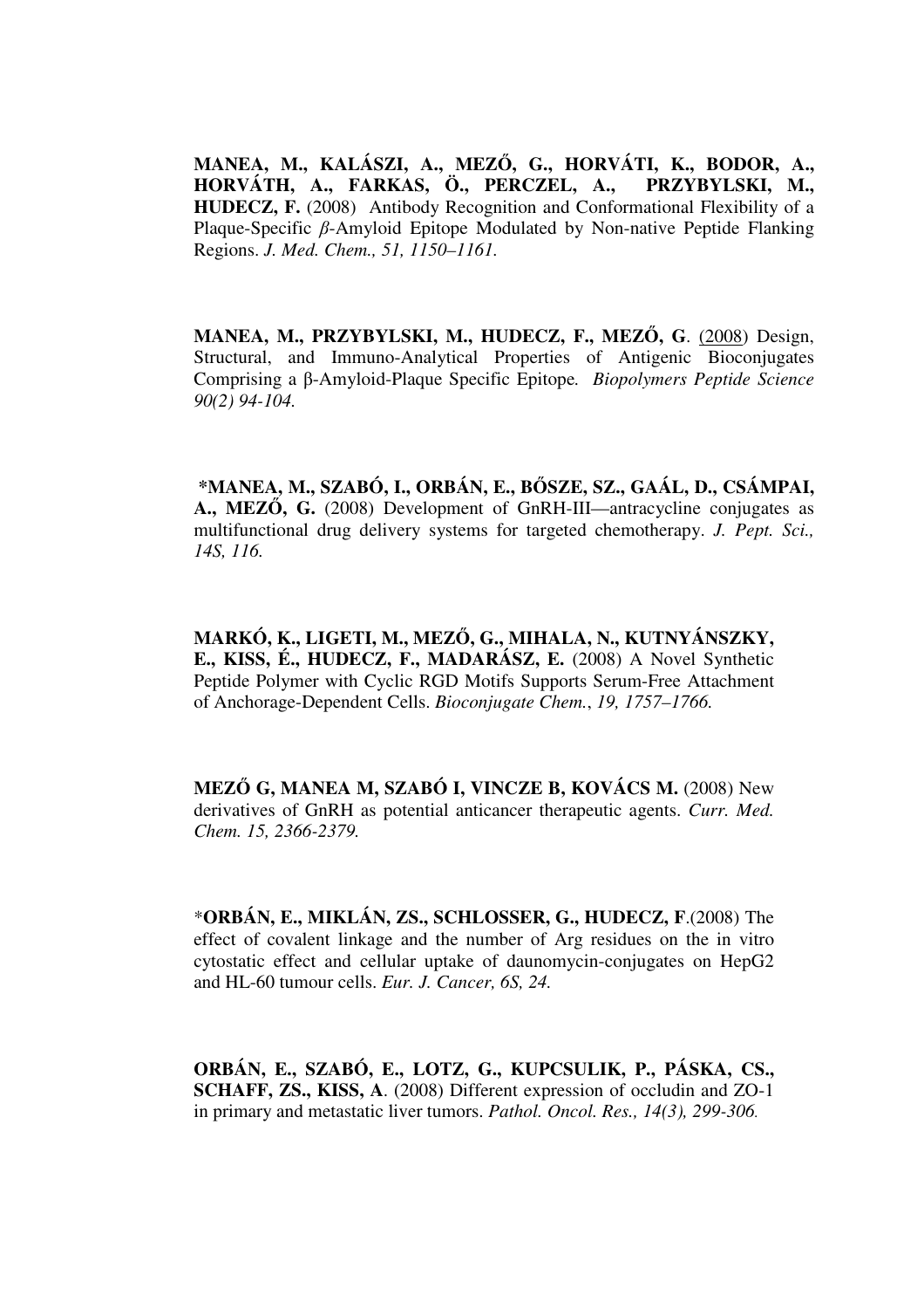**MANEA, M., KALÁSZI, A., MEZŐ, G., HORVÁTI, K., BODOR, A., HORVÁTH, A., FARKAS, Ö., PERCZEL, A., PRZYBYLSKI, M., HUDECZ, F.** (2008) Antibody Recognition and Conformational Flexibility of a Plaque-Specific *β*-Amyloid Epitope Modulated by Non-native Peptide Flanking Regions. *J. Med. Chem., 51, 1150–1161.*

**MANEA, M., PRZYBYLSKI, M., HUDECZ, F., MEZŐ, G**. (2008) Design, Structural, and Immuno-Analytical Properties of Antigenic Bioconjugates Comprising a β-Amyloid-Plaque Specific Epitope. *Biopolymers Peptide Science 90(2) 94-104.*

**\*MANEA, M., SZABÓ, I., ORBÁN, E., BŐSZE, SZ., GAÁL, D., CSÁMPAI, A., MEZŐ, G.** (2008) Development of GnRH-III—antracycline conjugates as multifunctional drug delivery systems for targeted chemotherapy. *J. Pept. Sci., 14S, 116.*

**MARKÓ, K., LIGETI, M., MEZŐ, G., MIHALA, N., KUTNYÁNSZKY, E., KISS, É., HUDECZ, F., MADARÁSZ, E.** (2008) A Novel Synthetic Peptide Polymer with Cyclic RGD Motifs Supports Serum-Free Attachment of Anchorage-Dependent Cells. *Bioconjugate Chem.*, *19, 1757–1766.*

**MEZŐ G, MANEA M, SZABÓ I, VINCZE B, KOVÁCS M.** (2008) New derivatives of GnRH as potential anticancer therapeutic agents. *Curr. Med. Chem. 15, 2366-2379.*

\***ORBÁN, E., MIKLÁN, ZS., SCHLOSSER, G., HUDECZ, F**.(2008) The effect of covalent linkage and the number of Arg residues on the in vitro cytostatic effect and cellular uptake of daunomycin-conjugates on HepG2 and HL-60 tumour cells. *Eur. J. Cancer, 6S, 24.*

**ORBÁN, E., SZABÓ, E., LOTZ, G., KUPCSULIK, P., PÁSKA, CS., SCHAFF, ZS., KISS, A**. (2008) Different expression of occludin and ZO-1 in primary and metastatic liver tumors. *Pathol. Oncol. Res., 14(3), 299-306.*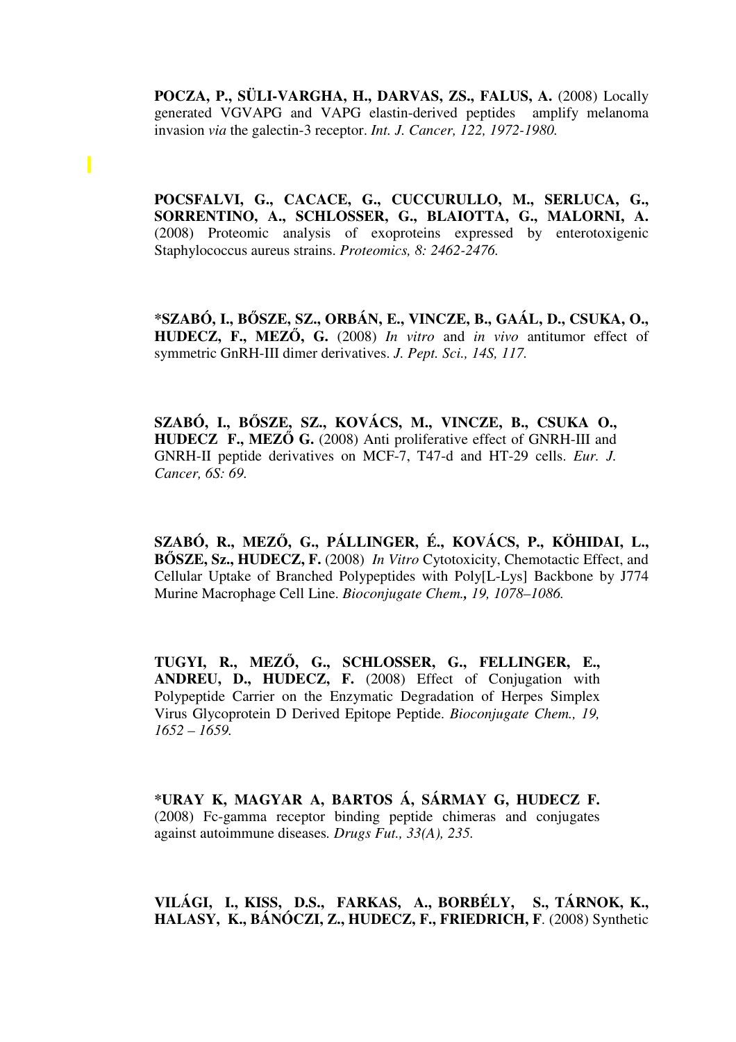**POCZA, P., SÜLI-VARGHA, H., DARVAS, ZS., FALUS, A.** (2008) Locally generated VGVAPG and VAPG elastin-derived peptides amplify melanoma invasion *via* the galectin-3 receptor. *Int. J. Cancer, 122, 1972-1980.*

**POCSFALVI, G., CACACE, G., CUCCURULLO, M., SERLUCA, G., SORRENTINO, A., SCHLOSSER, G., BLAIOTTA, G., MALORNI, A.** (2008) Proteomic analysis of exoproteins expressed by enterotoxigenic Staphylococcus aureus strains. *Proteomics, 8: 2462-2476.*

**\*SZABÓ, I., BŐSZE, SZ., ORBÁN, E., VINCZE, B., GAÁL, D., CSUKA, O., HUDECZ, F., MEZŐ, G.** (2008) *In vitro* and *in vivo* antitumor effect of symmetric GnRH-III dimer derivatives. *J. Pept. Sci., 14S, 117.*

**SZABÓ, I., BŐSZE, SZ., KOVÁCS, M., VINCZE, B., CSUKA O., HUDECZ F., MEZŐ G.** (2008) Anti proliferative effect of GNRH-III and GNRH-II peptide derivatives on MCF-7, T47-d and HT-29 cells. *Eur. J. Cancer, 6S: 69.*

**SZABÓ, R., MEZŐ, G., PÁLLINGER, É., KOVÁCS, P., KÖHIDAI, L., BŐSZE, Sz., HUDECZ, F.** (2008) *In Vitro* Cytotoxicity, Chemotactic Effect, and Cellular Uptake of Branched Polypeptides with Poly[L-Lys] Backbone by J774 Murine Macrophage Cell Line. *Bioconjugate Chem., 19, 1078–1086.*

**TUGYI, R., MEZŐ, G., SCHLOSSER, G., FELLINGER, E., ANDREU, D., HUDECZ, F.** (2008) Effect of Conjugation with Polypeptide Carrier on the Enzymatic Degradation of Herpes Simplex Virus Glycoprotein D Derived Epitope Peptide. *Bioconjugate Chem., 19, 1652 – 1659.*

**\*URAY K, MAGYAR A, BARTOS Á, SÁRMAY G, HUDECZ F.** (2008) Fc-gamma receptor binding peptide chimeras and conjugates against autoimmune diseases. *Drugs Fut., 33(A), 235.*

**VILÁGI, I., KISS, D.S., FARKAS, A., BORBÉLY, S., TÁRNOK, K., HALASY, K., BÁNÓCZI, Z., HUDECZ, F., FRIEDRICH, F**. (2008) Synthetic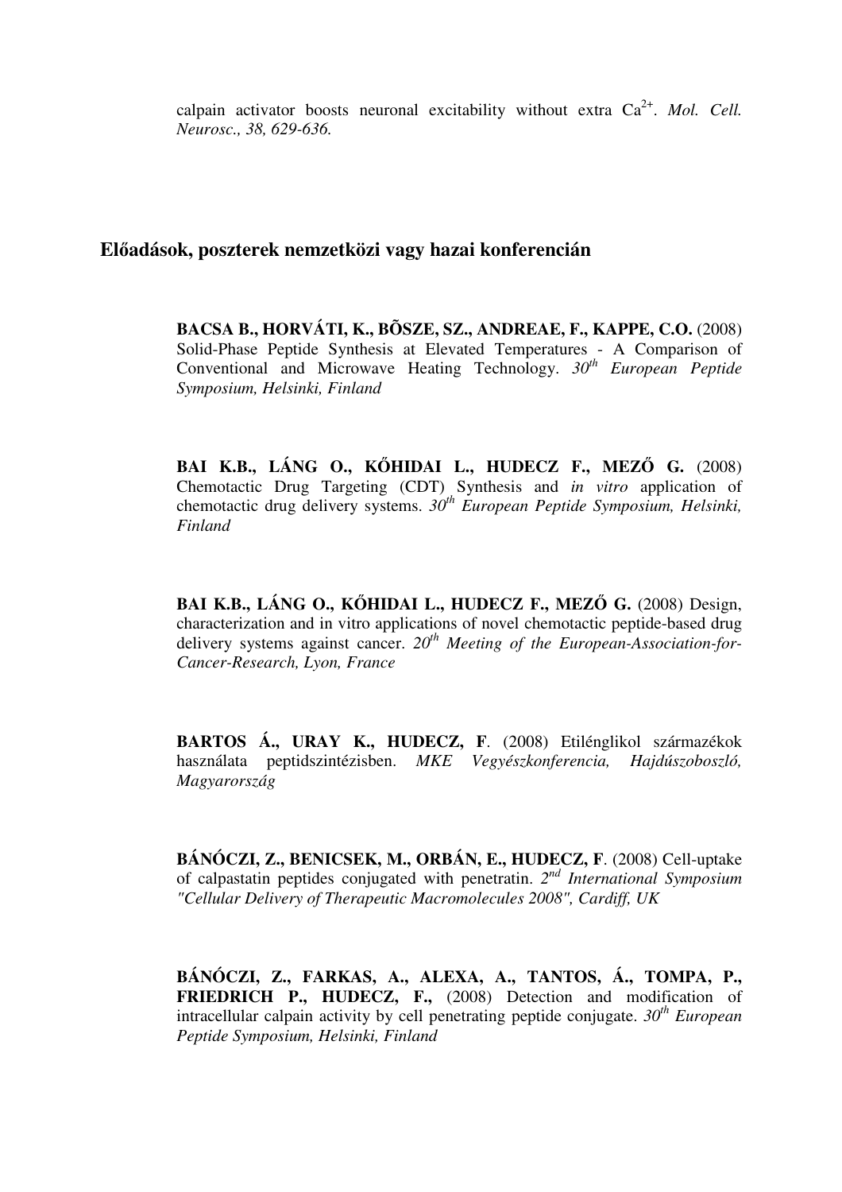calpain activator boosts neuronal excitability without extra $Ca^{2+}$. *Mol. Cell. Neurosc., 38, 629-636.*

## Előadások, poszterek nemzetközi vagy hazai konferencián

**BACSA B., HORVÁTI, K., BÕSZE, SZ., ANDREAE, F., KAPPE, C.O.** (2008) Solid-Phase Peptide Synthesis at Elevated Temperatures - A Comparison of Conventional and Microwave Heating Technology. *30th European Peptide Symposium, Helsinki, Finland*

**BAI K.B., LÁNG O., KŐHIDAI L., HUDECZ F., MEZŐ G.** (2008) Chemotactic Drug Targeting (CDT) Synthesis and *in vitro* application of chemotactic drug delivery systems. *30th European Peptide Symposium, Helsinki, Finland*

**BAI K.B., LÁNG O., KŐHIDAI L., HUDECZ F., MEZŐ G.** (2008) Design, characterization and in vitro applications of novel chemotactic peptide-based drug delivery systems against cancer. *20th Meeting of the European-Association-for-Cancer-Research, Lyon, France*

**BARTOS Á., URAY K., HUDECZ, F**. (2008) Etilénglikol származékok használata peptidszintézisben. *MKE Vegyészkonferencia, Hajdúszoboszló, Magyarország*

**BÁNÓCZI, Z., BENICSEK, M., ORBÁN, E., HUDECZ, F**. (2008) Cell-uptake of calpastatin peptides conjugated with penetratin. *2nd International Symposium "Cellular Delivery of Therapeutic Macromolecules 2008", Cardiff, UK*

**BÁNÓCZI, Z., FARKAS, A., ALEXA, A., TANTOS, Á., TOMPA, P., FRIEDRICH P., HUDECZ, F.,** (2008) Detection and modification of intracellular calpain activity by cell penetrating peptide conjugate. *30th European Peptide Symposium, Helsinki, Finland*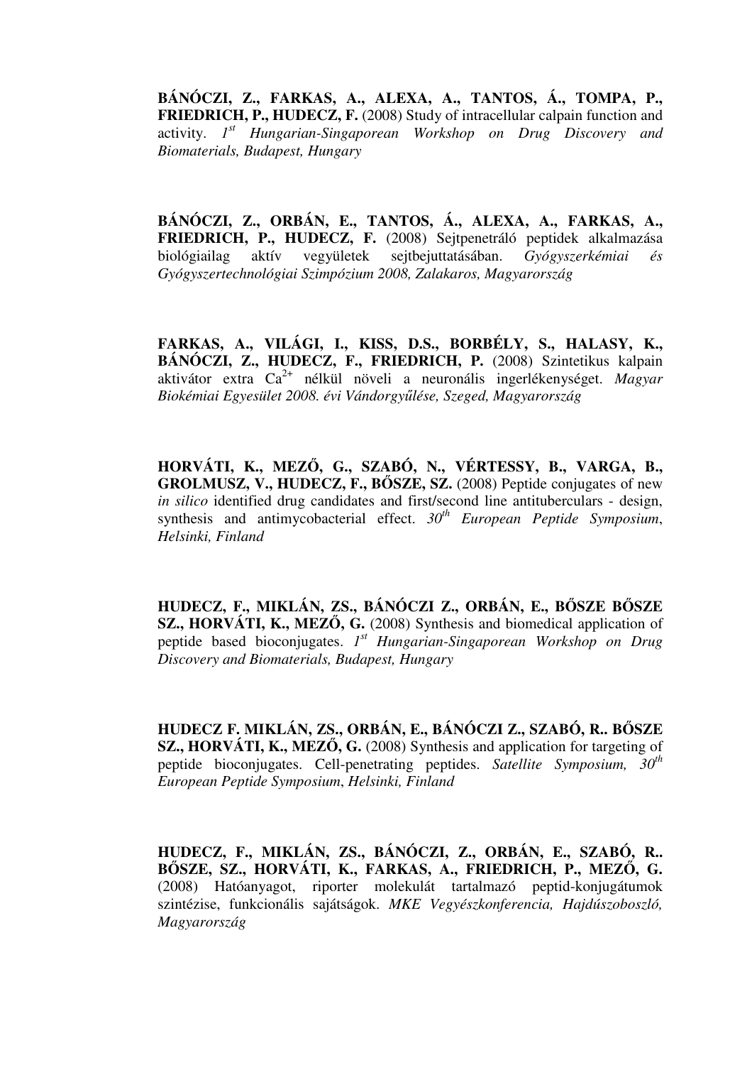**BÁNÓCZI, Z., FARKAS, A., ALEXA, A., TANTOS, Á., TOMPA, P., FRIEDRICH, P., HUDECZ, F.** (2008) Study of intracellular calpain function and activity. *1st Hungarian-Singaporean Workshop on Drug Discovery and Biomaterials, Budapest, Hungary*

**BÁNÓCZI, Z., ORBÁN, E., TANTOS, Á., ALEXA, A., FARKAS, A., FRIEDRICH, P., HUDECZ, F.** (2008) Sejtpenetráló peptidek alkalmazása biológiailag aktív vegyületek sejtbejuttatásában. *Gyógyszerkémiai és Gyógyszertechnológiai Szimpózium 2008, Zalakaros, Magyarország*

**FARKAS, A., VILÁGI, I., KISS, D.S., BORBÉLY, S., HALASY, K., BÁNÓCZI, Z., HUDECZ, F., FRIEDRICH, P.** (2008) Szintetikus kalpain aktivátor extra $Ca^{2+}$ nélkül növeli a neuronális ingerlékenységet. *Magyar Biokémiai Egyesület 2008. évi Vándorgyűlése, Szeged, Magyarország*

**HORVÁTI, K., MEZŐ, G., SZABÓ, N., VÉRTESSY, B., VARGA, B., GROLMUSZ, V., HUDECZ, F., BŐSZE, SZ.** (2008) Peptide conjugates of new *in silico* identified drug candidates and first/second line antituberculars - design, synthesis and antimycobacterial effect. *30th European Peptide Symposium, Helsinki, Finland*

**HUDECZ, F., MIKLÁN, ZS., BÁNÓCZI Z., ORBÁN, E., BŐSZE BŐSZE SZ., HORVÁTI, K., MEZŐ, G.** (2008) Synthesis and biomedical application of peptide based bioconjugates. *1st Hungarian-Singaporean Workshop on Drug Discovery and Biomaterials, Budapest, Hungary*

**HUDECZ F. MIKLÁN, ZS., ORBÁN, E., BÁNÓCZI Z., SZABÓ, R.. BŐSZE SZ., HORVÁTI, K., MEZŐ, G.** (2008) Synthesis and application for targeting of peptide bioconjugates. Cell-penetrating peptides. *Satellite Symposium, 30th European Peptide Symposium, Helsinki, Finland*

**HUDECZ, F., MIKLÁN, ZS., BÁNÓCZI, Z., ORBÁN, E., SZABÓ, R.. BŐSZE, SZ., HORVÁTI, K., FARKAS, A., FRIEDRICH, P., MEZŐ, G.** (2008) Hatóanyagot, riporter molekulát tartalmazó peptid-konjugátumok szintézise, funkcionális sajátságok. *MKE Vegyészkonferencia, Hajdúszoboszló, Magyarország*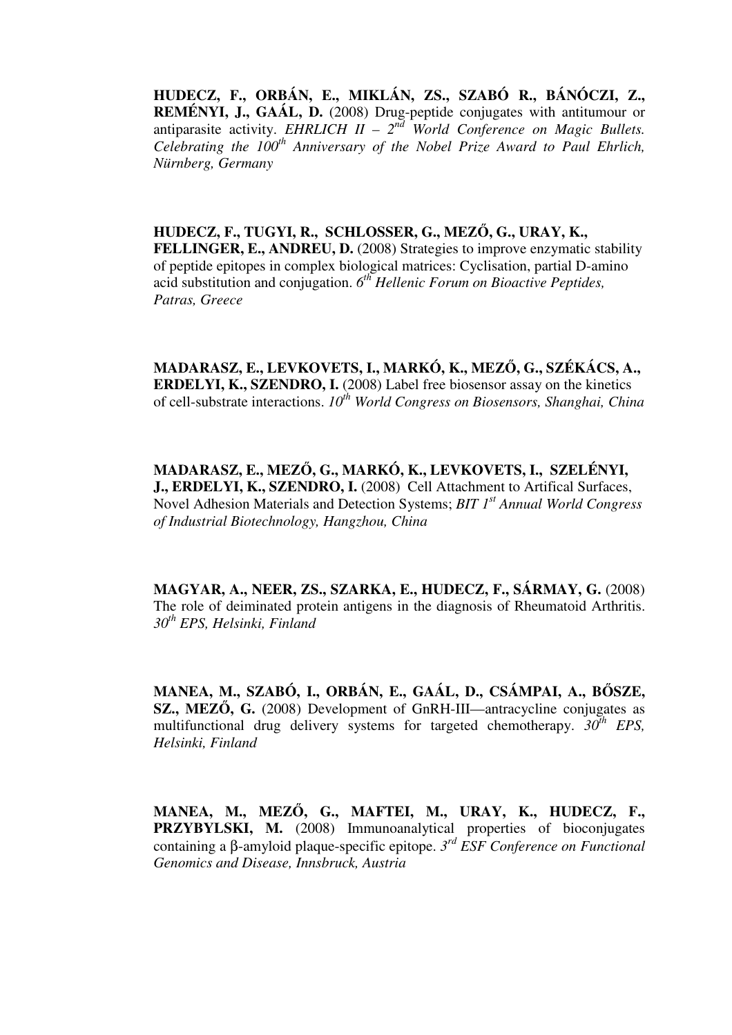**HUDECZ, F., ORBÁN, E., MIKLÁN, ZS., SZABÓ R., BÁNÓCZI, Z., REMÉNYI, J., GAÁL, D.** (2008) Drug-peptide conjugates with antitumour or antiparasite activity. *EHRLICH II – 2nd World Conference on Magic Bullets. Celebrating the 100th Anniversary of the Nobel Prize Award to Paul Ehrlich, Nürnberg, Germany*

**HUDECZ, F., TUGYI, R., SCHLOSSER, G., MEZŐ, G., URAY, K., FELLINGER, E., ANDREU, D.** (2008) Strategies to improve enzymatic stability of peptide epitopes in complex biological matrices: Cyclisation, partial D-amino acid substitution and conjugation. *6th Hellenic Forum on Bioactive Peptides, Patras, Greece*

**MADARASZ, E., LEVKOVETS, I., MARKÓ, K., MEZŐ, G., SZÉKÁCS, A., ERDELYI, K., SZENDRO, I.** (2008) Label free biosensor assay on the kinetics of cell-substrate interactions. *10th World Congress on Biosensors, Shanghai, China*

**MADARASZ, E., MEZŐ, G., MARKÓ, K., LEVKOVETS, I., SZELÉNYI, J., ERDELYI, K., SZENDRO, I.** (2008) Cell Attachment to Artifical Surfaces, Novel Adhesion Materials and Detection Systems; *BIT 1st Annual World Congress of Industrial Biotechnology, Hangzhou, China*

**MAGYAR, A., NEER, ZS., SZARKA, E., HUDECZ, F., SÁRMAY, G.** (2008) The role of deiminated protein antigens in the diagnosis of Rheumatoid Arthritis. *30th EPS, Helsinki, Finland*

**MANEA, M., SZABÓ, I., ORBÁN, E., GAÁL, D., CSÁMPAI, A., BŐSZE, SZ., MEZŐ, G.** (2008) Development of GnRH-III—antracycline conjugates as multifunctional drug delivery systems for targeted chemotherapy. *30th EPS, Helsinki, Finland*

**MANEA, M., MEZŐ, G., MAFTEI, M., URAY, K., HUDECZ, F., PRZYBYLSKI, M.** (2008) Immunoanalytical properties of bioconjugates containing a β-amyloid plaque-specific epitope. *3rd ESF Conference on Functional Genomics and Disease, Innsbruck, Austria*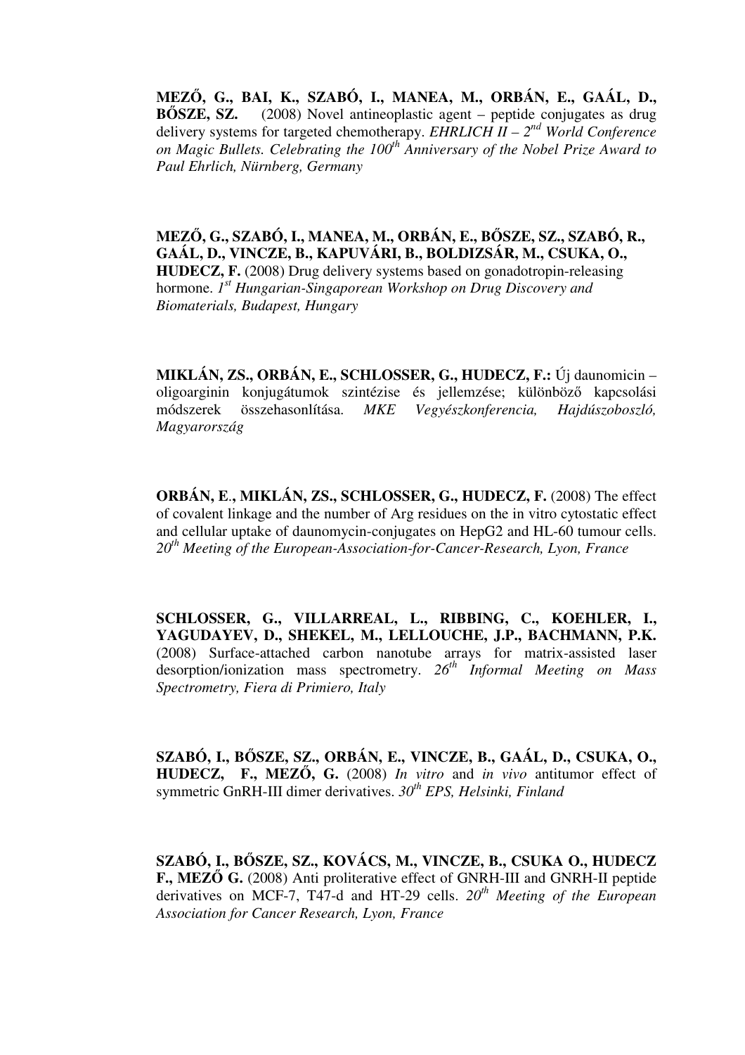**MEZŐ, G., BAI, K., SZABÓ, I., MANEA, M., ORBÁN, E., GAÁL, D., BŐSZE, SZ.** (2008) Novel antineoplastic agent – peptide conjugates as drug delivery systems for targeted chemotherapy. *EHRLICH II – 2nd World Conference on Magic Bullets. Celebrating the 100th Anniversary of the Nobel Prize Award to Paul Ehrlich, Nürnberg, Germany*

**MEZŐ, G., SZABÓ, I., MANEA, M., ORBÁN, E., BŐSZE, SZ., SZABÓ, R., GAÁL, D., VINCZE, B., KAPUVÁRI, B., BOLDIZSÁR, M., CSUKA, O., HUDECZ, F.** (2008) Drug delivery systems based on gonadotropin-releasing hormone. *1st Hungarian-Singaporean Workshop on Drug Discovery and Biomaterials, Budapest, Hungary*

**MIKLÁN, ZS., ORBÁN, E., SCHLOSSER, G., HUDECZ, F.:** Új daunomicin – oligoarginin konjugátumok szintézise és jellemzése; különböző kapcsolási módszerek összehasonlítása. *MKE Vegyészkonferencia, Hajdúszoboszló, Magyarország*

**ORBÁN, E., MIKLÁN, ZS., SCHLOSSER, G., HUDECZ, F.** (2008) The effect of covalent linkage and the number of Arg residues on the in vitro cytostatic effect and cellular uptake of daunomycin-conjugates on HepG2 and HL-60 tumour cells. *20th Meeting of the European-Association-for-Cancer-Research, Lyon, France*

**SCHLOSSER, G., VILLARREAL, L., RIBBING, C., KOEHLER, I., YAGUDAYEV, D., SHEKEL, M., LELLOUCHE, J.P., BACHMANN, P.K.** (2008) Surface-attached carbon nanotube arrays for matrix-assisted laser desorption/ionization mass spectrometry. *26th Informal Meeting on Mass Spectrometry, Fiera di Primiero, Italy*

**SZABÓ, I., BŐSZE, SZ., ORBÁN, E., VINCZE, B., GAÁL, D., CSUKA, O., HUDECZ, F., MEZŐ, G.** (2008) *In vitro* and *in vivo* antitumor effect of symmetric GnRH-III dimer derivatives. *30th EPS, Helsinki, Finland*

**SZABÓ, I., BŐSZE, SZ., KOVÁCS, M., VINCZE, B., CSUKA O., HUDECZ F., MEZŐ G.** (2008) Anti proliterative effect of GNRH-III and GNRH-II peptide derivatives on MCF-7, T47-d and HT-29 cells. *20th Meeting of the European Association for Cancer Research, Lyon, France*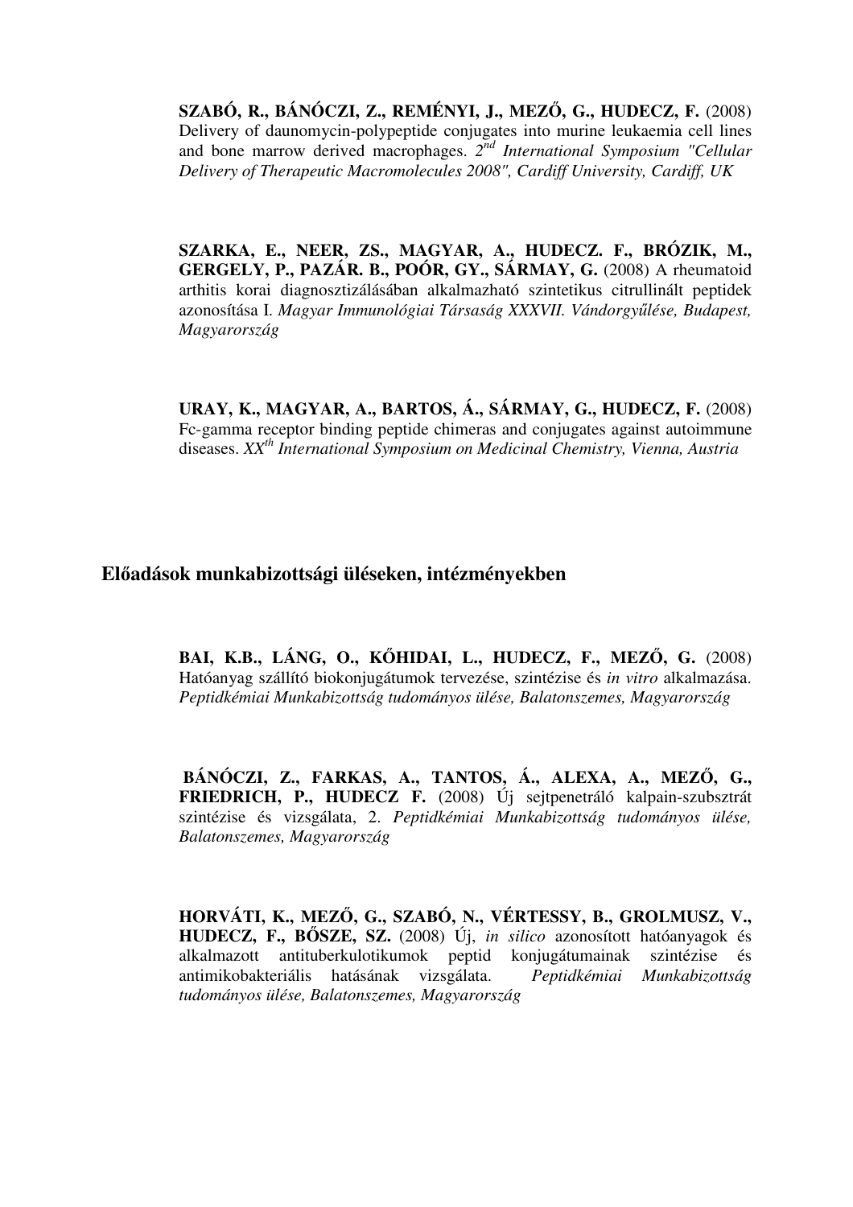**SZABÓ, R., BÁNÓCZI, Z., REMÉNYI, J., MEZŐ, G., HUDECZ, F.** (2008) Delivery of daunomycin-polypeptide conjugates into murine leukaemia cell lines and bone marrow derived macrophages. *2nd International Symposium "Cellular Delivery of Therapeutic Macromolecules 2008", Cardiff University, Cardiff, UK*

**SZARKA, E., NEER, ZS., MAGYAR, A., HUDECZ. F., BRÓZIK, M., GERGELY, P., PAZÁR. B., POÓR, GY., SÁRMAY, G.** (2008) A rheumatoid arthitis korai diagnosztizálásában alkalmazható szintetikus citrullinált peptidek azonosítása I. *Magyar Immunológiai Társaság XXXVII. Vándorgyűlése, Budapest, Magyarország*

**URAY, K., MAGYAR, A., BARTOS, Á., SÁRMAY, G., HUDECZ, F.** (2008) Fc-gamma receptor binding peptide chimeras and conjugates against autoimmune diseases. *XXth International Symposium on Medicinal Chemistry, Vienna, Austria*

## Előadások munkabizottsági üléseken, intézményekben

**BAI, K.B., LÁNG, O., KŐHIDAI, L., HUDECZ, F., MEZŐ, G.** (2008) Hatóanyag szállító biokonjugátumok tervezése, szintézise és *in vitro* alkalmazása. *Peptidkémiai Munkabizottság tudományos ülése, Balatonszemes, Magyarország*

**BÁNÓCZI, Z., FARKAS, A., TANTOS, Á., ALEXA, A., MEZŐ, G., FRIEDRICH, P., HUDECZ F.** (2008) Új sejtpenetráló kalpain-szubsztrát szintézise és vizsgálata, 2. *Peptidkémiai Munkabizottság tudományos ülése, Balatonszemes, Magyarország*

**HORVÁTI, K., MEZŐ, G., SZABÓ, N., VÉRTESSY, B., GROLMUSZ, V., HUDECZ, F., BŐSZE, SZ.** (2008) Új, *in silico* azonosított hatóanyagok és alkalmazott antituberkulotikumok peptid konjugátumainak szintézise és antimikobakteriális hatásának vizsgálata. *Peptidkémiai Munkabizottság tudományos ülése, Balatonszemes, Magyarország*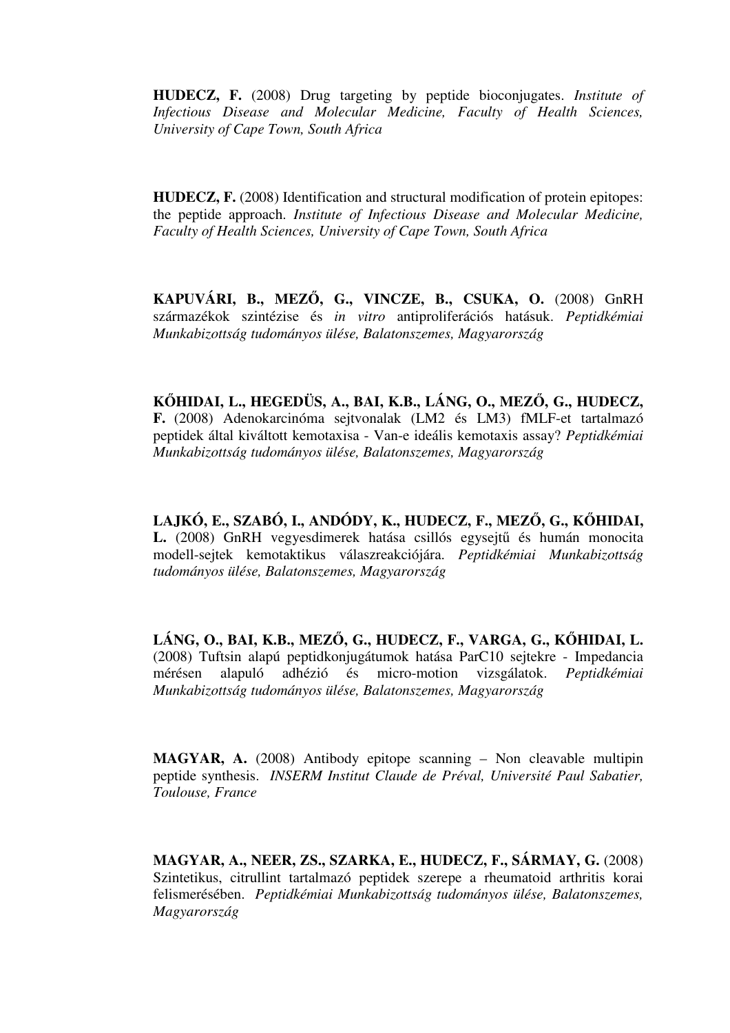**HUDECZ, F.** (2008) Drug targeting by peptide bioconjugates. *Institute of Infectious Disease and Molecular Medicine, Faculty of Health Sciences, University of Cape Town, South Africa*

**HUDECZ, F.** (2008) Identification and structural modification of protein epitopes: the peptide approach. *Institute of Infectious Disease and Molecular Medicine, Faculty of Health Sciences, University of Cape Town, South Africa*

**KAPUVÁRI, B., MEZŐ, G., VINCZE, B., CSUKA, O.** (2008) GnRH származékok szintézise és *in vitro* antiproliferációs hatásuk. *Peptidkémiai Munkabizottság tudományos ülése, Balatonszemes, Magyarország*

**KŐHIDAI, L., HEGEDÜS, A., BAI, K.B., LÁNG, O., MEZŐ, G., HUDECZ, F.** (2008) Adenokarcinóma sejtvonalak (LM2 és LM3) fMLF-et tartalmazó peptidek által kiváltott kemotaxisa - Van-e ideális kemotaxis assay? *Peptidkémiai Munkabizottság tudományos ülése, Balatonszemes, Magyarország*

**LAJKÓ, E., SZABÓ, I., ANDÓDY, K., HUDECZ, F., MEZŐ, G., KŐHIDAI, L.** (2008) GnRH vegyesdimerek hatása csillós egysejtű és humán monocita modell-sejtek kemotaktikus válaszreakciójára. *Peptidkémiai Munkabizottság tudományos ülése, Balatonszemes, Magyarország*

**LÁNG, O., BAI, K.B., MEZŐ, G., HUDECZ, F., VARGA, G., KŐHIDAI, L.** (2008) Tuftsin alapú peptidkonjugátumok hatása ParC10 sejtekre - Impedancia mérésen alapuló adhézió és micro-motion vizsgálatok. *Peptidkémiai Munkabizottság tudományos ülése, Balatonszemes, Magyarország*

**MAGYAR, A.** (2008) Antibody epitope scanning – Non cleavable multipin peptide synthesis. *INSERM Institut Claude de Préval, Université Paul Sabatier, Toulouse, France*

**MAGYAR, A., NEER, ZS., SZARKA, E., HUDECZ, F., SÁRMAY, G.** (2008) Szintetikus, citrullint tartalmazó peptidek szerepe a rheumatoid arthritis korai felismerésében. *Peptidkémiai Munkabizottság tudományos ülése, Balatonszemes, Magyarország*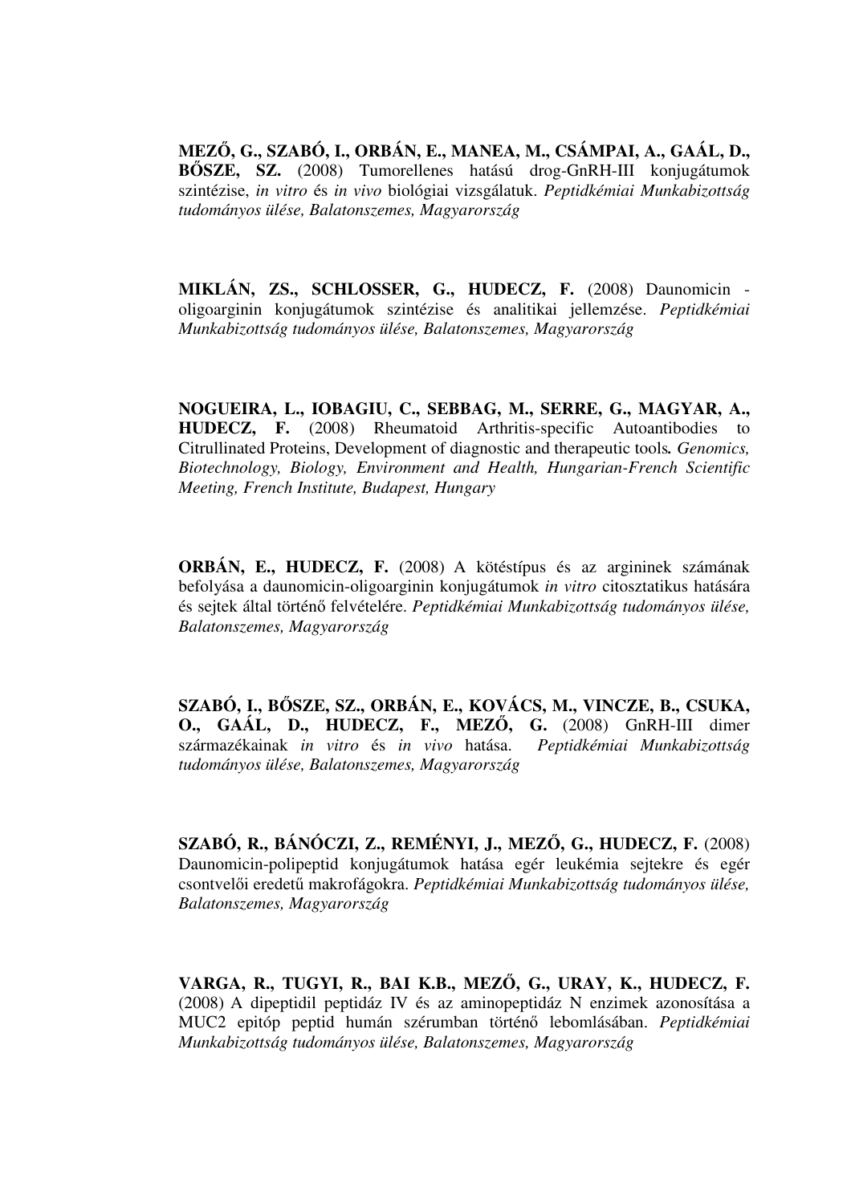**MEZŐ, G., SZABÓ, I., ORBÁN, E., MANEA, M., CSÁMPAI, A., GAÁL, D., BŐSZE, SZ.** (2008) Tumorellenes hatású drog-GnRH-III konjugátumok szintézise, *in vitro* és *in vivo* biológiai vizsgálatuk. *Peptidkémiai Munkabizottság tudományos ülése, Balatonszemes, Magyarország*

**MIKLÁN, ZS., SCHLOSSER, G., HUDECZ, F.** (2008) Daunomicin - oligoarginin konjugátumok szintézise és analitikai jellemzése. *Peptidkémiai Munkabizottság tudományos ülése, Balatonszemes, Magyarország*

**NOGUEIRA, L., IOBAGIU, C., SEBBAG, M., SERRE, G., MAGYAR, A., HUDECZ, F.** (2008) Rheumatoid Arthritis-specific Autoantibodies to Citrullinated Proteins, Development of diagnostic and therapeutic tools**.** *Genomics, Biotechnology, Biology, Environment and Health, Hungarian-French Scientific Meeting, French Institute, Budapest, Hungary*

**ORBÁN, E., HUDECZ, F.** (2008) A kötéstípus és az argininek számának befolyása a daunomicin-oligoarginin konjugátumok *in vitro* citosztatikus hatására és sejtek által történő felvételére. *Peptidkémiai Munkabizottság tudományos ülése, Balatonszemes, Magyarország*

**SZABÓ, I., BŐSZE, SZ., ORBÁN, E., KOVÁCS, M., VINCZE, B., CSUKA, O., GAÁL, D., HUDECZ, F., MEZŐ, G.** (2008) GnRH-III dimer származékainak *in vitro* és *in vivo* hatása. *Peptidkémiai Munkabizottság tudományos ülése, Balatonszemes, Magyarország*

**SZABÓ, R., BÁNÓCZI, Z., REMÉNYI, J., MEZŐ, G., HUDECZ, F.** (2008) Daunomicin-polipeptid konjugátumok hatása egér leukémia sejtekre és egér csontvelői eredetű makrofágokra. *Peptidkémiai Munkabizottság tudományos ülése, Balatonszemes, Magyarország*

**VARGA, R., TUGYI, R., BAI K.B., MEZŐ, G., URAY, K., HUDECZ, F.** (2008) A dipeptidil peptidáz IV és az aminopeptidáz N enzimek azonosítása a MUC2 epitóp peptid humán szérumban történő lebomlásában. *Peptidkémiai Munkabizottság tudományos ülése, Balatonszemes, Magyarország*